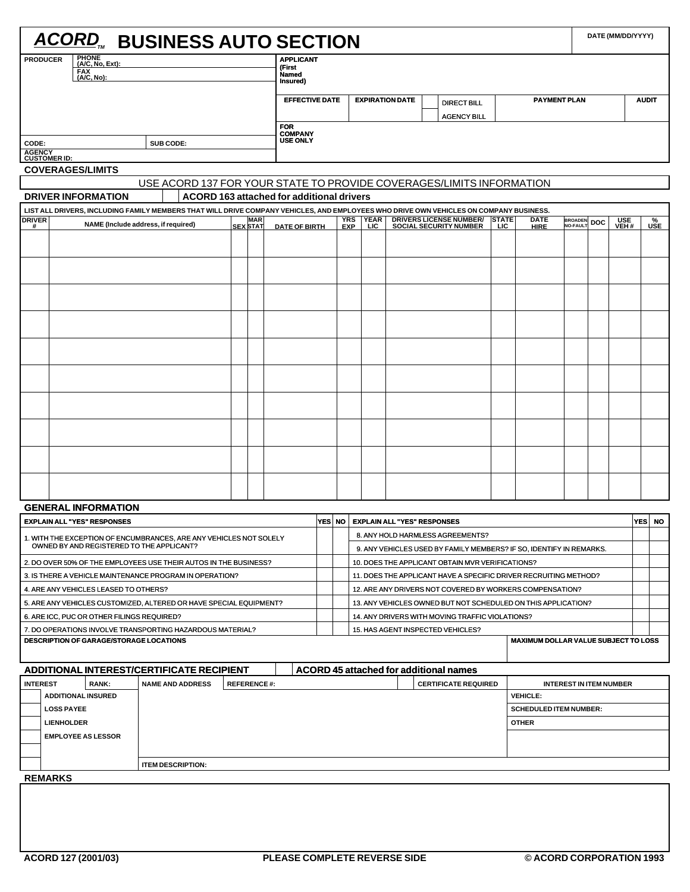# ACORD™ BUSINESS AUTO SECTION

DATE (MM/DD/YYYY)

| PRODUCER | PHONE (A/C, No, Ext): | APPLICANT (First Named Insured) | | | | |
|---|---|---|---|---|---|---|
| | FAX (A/C, No): | EFFECTIVE DATE | EXPIRATION DATE | DIRECT BILL / AGENCY BILL | PAYMENT PLAN | AUDIT |
| | | | | | | |
| CODE: | SUB CODE: | FOR COMPANY USE ONLY | | | | |
| AGENCY CUSTOMER ID: | | | | | | |

## COVERAGES/LIMITS

USE ACORD 137 FOR YOUR STATE TO PROVIDE COVERAGES/LIMITS INFORMATION

## DRIVER INFORMATION

ACORD 163 attached for additional drivers

LIST ALL DRIVERS, INCLUDING FAMILY MEMBERS THAT WILL DRIVE COMPANY VEHICLES, AND EMPLOYEES WHO DRIVE OWN VEHICLES ON COMPANY BUSINESS.

| DRIVER # | NAME (Include address, if required) | SEX | MAR STAT | DATE OF BIRTH | YRS EXP | YEAR LIC | DRIVERS LICENSE NUMBER/ SOCIAL SECURITY NUMBER | STATE LIC | DATE HIRE | BROADEN NO-FAULT | DOC | USE VEH # | % USE |
|---|---|---|---|---|---|---|---|---|---|---|---|---|---|
| | | | | | | | | | | | | | |
| | | | | | | | | | | | | | |
| | | | | | | | | | | | | | |
| | | | | | | | | | | | | | |
| | | | | | | | | | | | | | |
| | | | | | | | | | | | | | |
| | | | | | | | | | | | | | |
| | | | | | | | | | | | | | |
| | | | | | | | | | | | | | |
| | | | | | | | | | | | | | |

## GENERAL INFORMATION

| EXPLAIN ALL "YES" RESPONSES | YES | NO | EXPLAIN ALL "YES" RESPONSES | YES | NO |
|---|---|---|---|---|---|
| 1. WITH THE EXCEPTION OF ENCUMBRANCES, ARE ANY VEHICLES NOT SOLELY OWNED BY AND REGISTERED TO THE APPLICANT? | | | 8. ANY HOLD HARMLESS AGREEMENTS? | | |
| | | | 9. ANY VEHICLES USED BY FAMILY MEMBERS? IF SO, IDENTIFY IN REMARKS. | | |
| 2. DO OVER 50% OF THE EMPLOYEES USE THEIR AUTOS IN THE BUSINESS? | | | 10. DOES THE APPLICANT OBTAIN MVR VERIFICATIONS? | | |
| 3. IS THERE A VEHICLE MAINTENANCE PROGRAM IN OPERATION? | | | 11. DOES THE APPLICANT HAVE A SPECIFIC DRIVER RECRUITING METHOD? | | |
| 4. ARE ANY VEHICLES LEASED TO OTHERS? | | | 12. ARE ANY DRIVERS NOT COVERED BY WORKERS COMPENSATION? | | |
| 5. ARE ANY VEHICLES CUSTOMIZED, ALTERED OR HAVE SPECIAL EQUIPMENT? | | | 13. ANY VEHICLES OWNED BUT NOT SCHEDULED ON THIS APPLICATION? | | |
| 6. ARE ICC, PUC OR OTHER FILINGS REQUIRED? | | | 14. ANY DRIVERS WITH MOVING TRAFFIC VIOLATIONS? | | |
| 7. DO OPERATIONS INVOLVE TRANSPORTING HAZARDOUS MATERIAL? | | | 15. HAS AGENT INSPECTED VEHICLES? | | |

| DESCRIPTION OF GARAGE/STORAGE LOCATIONS | MAXIMUM DOLLAR VALUE SUBJECT TO LOSS |
|---|---|
| | |

## ADDITIONAL INTEREST/CERTIFICATE RECIPIENT

ACORD 45 attached for additional names

| INTEREST | RANK: | NAME AND ADDRESS | REFERENCE #: | CERTIFICATE REQUIRED | INTEREST IN ITEM NUMBER |
|---|---|---|---|---|---|
| | ADDITIONAL INSURED | | | | VEHICLE: |
| | LOSS PAYEE | | | | SCHEDULED ITEM NUMBER: |
| | LIENHOLDER | | | | OTHER |
| | EMPLOYEE AS LESSOR | | | | |
| | | | | | |
| | | ITEM DESCRIPTION: | | | |

## REMARKS

ACORD 127 (2001/03) PLEASE COMPLETE REVERSE SIDE © ACORD CORPORATION 1993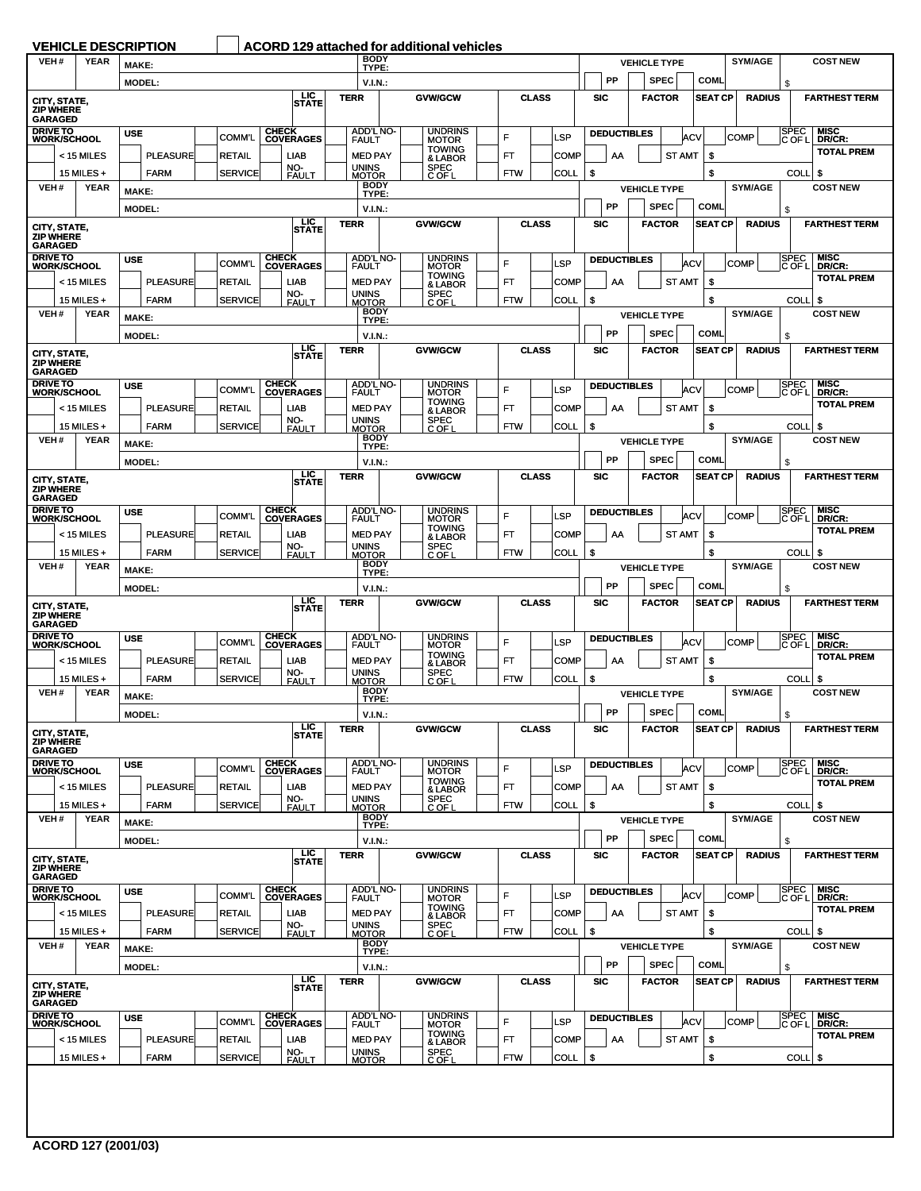## VEHICLE DESCRIPTION

☐ ACORD 129 attached for additional vehicles

| VEH # | YEAR | MAKE: | | | | | BODY TYPE: | | | | VEHICLE TYPE | | | SYM/AGE | COST NEW |
|---|---|---|---|---|---|---|---|---|---|---|---|---|---|---|---|
| | | MODEL: | | | | | V.I.N.: | | | | PP | SPEC | COML | | $ |
| CITY, STATE, ZIP WHERE GARAGED | | | | | | LIC STATE | TERR | GVW/GCW | CLASS | | SIC | FACTOR | SEAT CP | RADIUS | FARTHEST TERM |
| DRIVE TO WORK/SCHOOL | | USE | | COMM'L | CHECK COVERAGES | | ADD'L NO-FAULT | UNDRINS MOTOR | F | LSP | DEDUCTIBLES | ACV | COMP | SPEC C OF L | MISC DR/CR: |
| < 15 MILES | | PLEASURE | | RETAIL | LIAB | | MED PAY | TOWING & LABOR | FT | COMP | AA | ST AMT | $ | | TOTAL PREM |
| 15 MILES + | | FARM | | SERVICE | NO-FAULT | | UNINS MOTOR | SPEC C OF L | FTW | COLL | $ | | $ | COLL | $ |
| VEH # | YEAR | MAKE: | | | | | BODY TYPE: | | | | VEHICLE TYPE | | | SYM/AGE | COST NEW |
| | | MODEL: | | | | | V.I.N.: | | | | PP | SPEC | COML | | $ |
| CITY, STATE, ZIP WHERE GARAGED | | | | | | LIC STATE | TERR | GVW/GCW | CLASS | | SIC | FACTOR | SEAT CP | RADIUS | FARTHEST TERM |
| DRIVE TO WORK/SCHOOL | | USE | | COMM'L | CHECK COVERAGES | | ADD'L NO-FAULT | UNDRINS MOTOR | F | LSP | DEDUCTIBLES | ACV | COMP | SPEC C OF L | MISC DR/CR: |
| < 15 MILES | | PLEASURE | | RETAIL | LIAB | | MED PAY | TOWING & LABOR | FT | COMP | AA | ST AMT | $ | | TOTAL PREM |
| 15 MILES + | | FARM | | SERVICE | NO-FAULT | | UNINS MOTOR | SPEC C OF L | FTW | COLL | $ | | $ | COLL | $ |
| VEH # | YEAR | MAKE: | | | | | BODY TYPE: | | | | VEHICLE TYPE | | | SYM/AGE | COST NEW |
| | | MODEL: | | | | | V.I.N.: | | | | PP | SPEC | COML | | $ |
| CITY, STATE, ZIP WHERE GARAGED | | | | | | LIC STATE | TERR | GVW/GCW | CLASS | | SIC | FACTOR | SEAT CP | RADIUS | FARTHEST TERM |
| DRIVE TO WORK/SCHOOL | | USE | | COMM'L | CHECK COVERAGES | | ADD'L NO-FAULT | UNDRINS MOTOR | F | LSP | DEDUCTIBLES | ACV | COMP | SPEC C OF L | MISC DR/CR: |
| < 15 MILES | | PLEASURE | | RETAIL | LIAB | | MED PAY | TOWING & LABOR | FT | COMP | AA | ST AMT | $ | | TOTAL PREM |
| 15 MILES + | | FARM | | SERVICE | NO-FAULT | | UNINS MOTOR | SPEC C OF L | FTW | COLL | $ | | $ | COLL | $ |
| VEH # | YEAR | MAKE: | | | | | BODY TYPE: | | | | VEHICLE TYPE | | | SYM/AGE | COST NEW |
| | | MODEL: | | | | | V.I.N.: | | | | PP | SPEC | COML | | $ |
| CITY, STATE, ZIP WHERE GARAGED | | | | | | LIC STATE | TERR | GVW/GCW | CLASS | | SIC | FACTOR | SEAT CP | RADIUS | FARTHEST TERM |
| DRIVE TO WORK/SCHOOL | | USE | | COMM'L | CHECK COVERAGES | | ADD'L NO-FAULT | UNDRINS MOTOR | F | LSP | DEDUCTIBLES | ACV | COMP | SPEC C OF L | MISC DR/CR: |
| < 15 MILES | | PLEASURE | | RETAIL | LIAB | | MED PAY | TOWING & LABOR | FT | COMP | AA | ST AMT | $ | | TOTAL PREM |
| 15 MILES + | | FARM | | SERVICE | NO-FAULT | | UNINS MOTOR | SPEC C OF L | FTW | COLL | $ | | $ | COLL | $ |
| VEH # | YEAR | MAKE: | | | | | BODY TYPE: | | | | VEHICLE TYPE | | | SYM/AGE | COST NEW |
| | | MODEL: | | | | | V.I.N.: | | | | PP | SPEC | COML | | $ |
| CITY, STATE, ZIP WHERE GARAGED | | | | | | LIC STATE | TERR | GVW/GCW | CLASS | | SIC | FACTOR | SEAT CP | RADIUS | FARTHEST TERM |
| DRIVE TO WORK/SCHOOL | | USE | | COMM'L | CHECK COVERAGES | | ADD'L NO-FAULT | UNDRINS MOTOR | F | LSP | DEDUCTIBLES | ACV | COMP | SPEC C OF L | MISC DR/CR: |
| < 15 MILES | | PLEASURE | | RETAIL | LIAB | | MED PAY | TOWING & LABOR | FT | COMP | AA | ST AMT | $ | | TOTAL PREM |
| 15 MILES + | | FARM | | SERVICE | NO-FAULT | | UNINS MOTOR | SPEC C OF L | FTW | COLL | $ | | $ | COLL | $ |
| VEH # | YEAR | MAKE: | | | | | BODY TYPE: | | | | VEHICLE TYPE | | | SYM/AGE | COST NEW |
| | | MODEL: | | | | | V.I.N.: | | | | PP | SPEC | COML | | $ |
| CITY, STATE, ZIP WHERE GARAGED | | | | | | LIC STATE | TERR | GVW/GCW | CLASS | | SIC | FACTOR | SEAT CP | RADIUS | FARTHEST TERM |
| DRIVE TO WORK/SCHOOL | | USE | | COMM'L | CHECK COVERAGES | | ADD'L NO-FAULT | UNDRINS MOTOR | F | LSP | DEDUCTIBLES | ACV | COMP | SPEC C OF L | MISC DR/CR: |
| < 15 MILES | | PLEASURE | | RETAIL | LIAB | | MED PAY | TOWING & LABOR | FT | COMP | AA | ST AMT | $ | | TOTAL PREM |
| 15 MILES + | | FARM | | SERVICE | NO-FAULT | | UNINS MOTOR | SPEC C OF L | FTW | COLL | $ | | $ | COLL | $ |
| VEH # | YEAR | MAKE: | | | | | BODY TYPE: | | | | VEHICLE TYPE | | | SYM/AGE | COST NEW |
| | | MODEL: | | | | | V.I.N.: | | | | PP | SPEC | COML | | $ |
| CITY, STATE, ZIP WHERE GARAGED | | | | | | LIC STATE | TERR | GVW/GCW | CLASS | | SIC | FACTOR | SEAT CP | RADIUS | FARTHEST TERM |
| DRIVE TO WORK/SCHOOL | | USE | | COMM'L | CHECK COVERAGES | | ADD'L NO-FAULT | UNDRINS MOTOR | F | LSP | DEDUCTIBLES | ACV | COMP | SPEC C OF L | MISC DR/CR: |
| < 15 MILES | | PLEASURE | | RETAIL | LIAB | | MED PAY | TOWING & LABOR | FT | COMP | AA | ST AMT | $ | | TOTAL PREM |
| 15 MILES + | | FARM | | SERVICE | NO-FAULT | | UNINS MOTOR | SPEC C OF L | FTW | COLL | $ | | $ | COLL | $ |

ACORD 127 (2001/03)